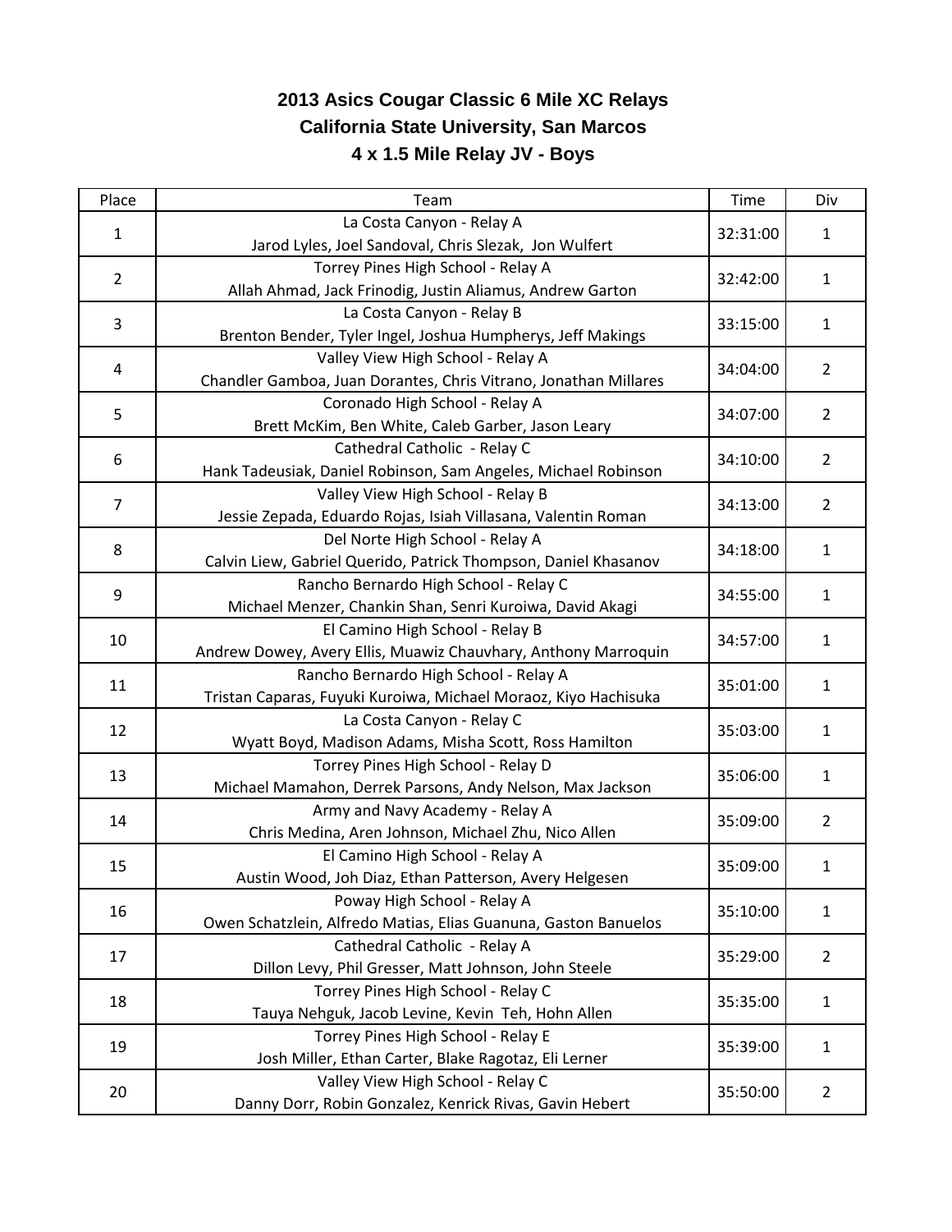# 2013 Asics Cougar Classic 6 Mile XC Relays
## California State University, San Marcos
### 4 x 1.5 Mile Relay JV - Boys

| Place | Team | Time | Div |
|---|---|---|---|
| 1 | La Costa Canyon - Relay A<br>Jarod Lyles, Joel Sandoval, Chris Slezak, Jon Wulfert | 32:31:00 | 1 |
| 2 | Torrey Pines High School - Relay A<br>Allah Ahmad, Jack Frinodig, Justin Aliamus, Andrew Garton | 32:42:00 | 1 |
| 3 | La Costa Canyon - Relay B<br>Brenton Bender, Tyler Ingel, Joshua Humpherys, Jeff Makings | 33:15:00 | 1 |
| 4 | Valley View High School - Relay A<br>Chandler Gamboa, Juan Dorantes, Chris Vitrano, Jonathan Millares | 34:04:00 | 2 |
| 5 | Coronado High School - Relay A<br>Brett McKim, Ben White, Caleb Garber, Jason Leary | 34:07:00 | 2 |
| 6 | Cathedral Catholic - Relay C<br>Hank Tadeusiak, Daniel Robinson, Sam Angeles, Michael Robinson | 34:10:00 | 2 |
| 7 | Valley View High School - Relay B<br>Jessie Zepada, Eduardo Rojas, Isiah Villasana, Valentin Roman | 34:13:00 | 2 |
| 8 | Del Norte High School - Relay A<br>Calvin Liew, Gabriel Querido, Patrick Thompson, Daniel Khasanov | 34:18:00 | 1 |
| 9 | Rancho Bernardo High School - Relay C<br>Michael Menzer, Chankin Shan, Senri Kuroiwa, David Akagi | 34:55:00 | 1 |
| 10 | El Camino High School - Relay B<br>Andrew Dowey, Avery Ellis, Muawiz Chauvhary, Anthony Marroquin | 34:57:00 | 1 |
| 11 | Rancho Bernardo High School - Relay A<br>Tristan Caparas, Fuyuki Kuroiwa, Michael Moraoz, Kiyo Hachisuka | 35:01:00 | 1 |
| 12 | La Costa Canyon - Relay C<br>Wyatt Boyd, Madison Adams, Misha Scott, Ross Hamilton | 35:03:00 | 1 |
| 13 | Torrey Pines High School - Relay D<br>Michael Mamahon, Derrek Parsons, Andy Nelson, Max Jackson | 35:06:00 | 1 |
| 14 | Army and Navy Academy - Relay A<br>Chris Medina, Aren Johnson, Michael Zhu, Nico Allen | 35:09:00 | 2 |
| 15 | El Camino High School - Relay A<br>Austin Wood, Joh Diaz, Ethan Patterson, Avery Helgesen | 35:09:00 | 1 |
| 16 | Poway High School - Relay A<br>Owen Schatzlein, Alfredo Matias, Elias Guanuna, Gaston Banuelos | 35:10:00 | 1 |
| 17 | Cathedral Catholic - Relay A<br>Dillon Levy, Phil Gresser, Matt Johnson, John Steele | 35:29:00 | 2 |
| 18 | Torrey Pines High School - Relay C<br>Tauya Nehguk, Jacob Levine, Kevin Teh, Hohn Allen | 35:35:00 | 1 |
| 19 | Torrey Pines High School - Relay E<br>Josh Miller, Ethan Carter, Blake Ragotaz, Eli Lerner | 35:39:00 | 1 |
| 20 | Valley View High School - Relay C<br>Danny Dorr, Robin Gonzalez, Kenrick Rivas, Gavin Hebert | 35:50:00 | 2 |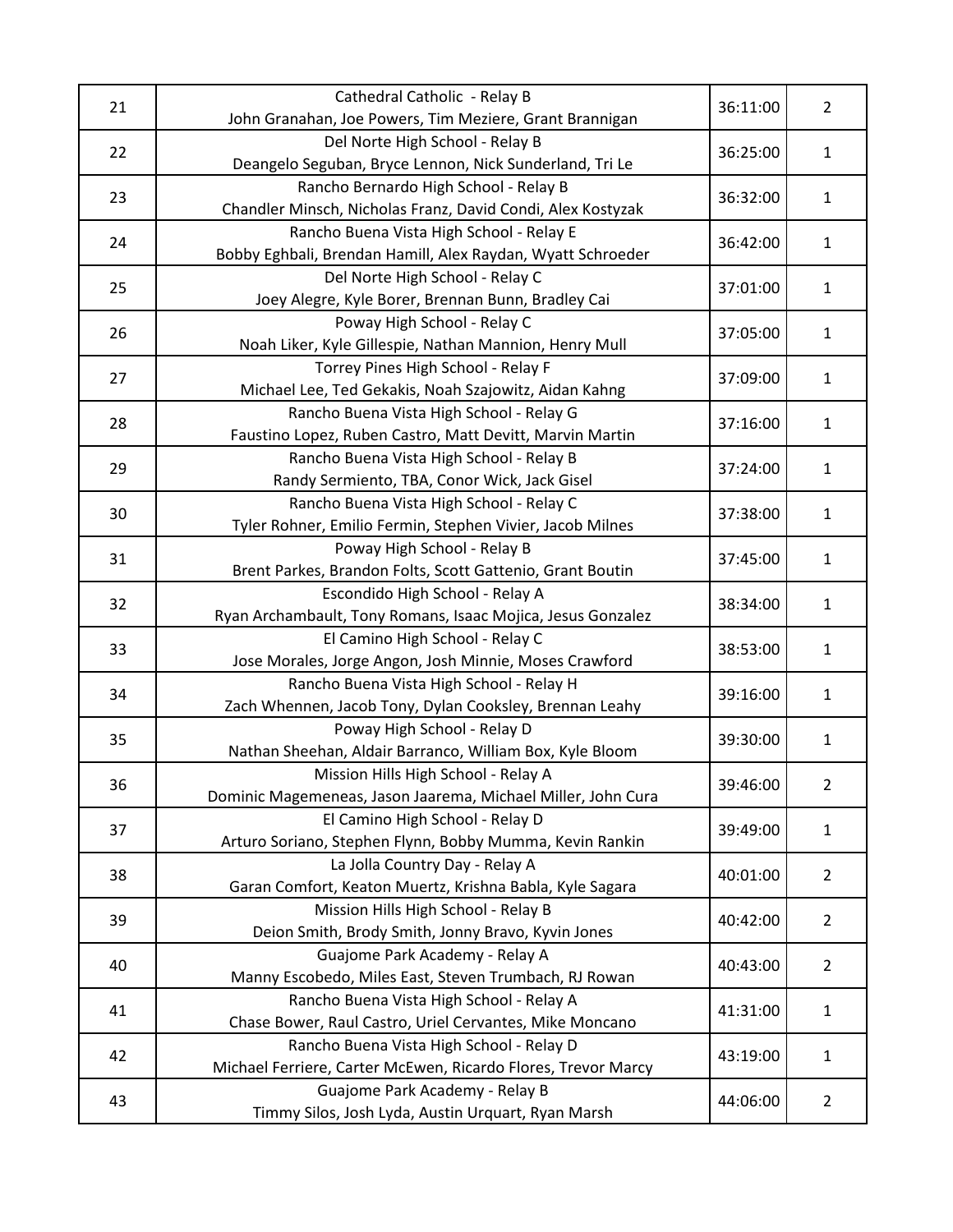| | | | |
|---|---|---|---|
| 21 | Cathedral Catholic - Relay B<br>John Granahan, Joe Powers, Tim Meziere, Grant Brannigan | 36:11:00 | 2 |
| 22 | Del Norte High School - Relay B<br>Deangelo Seguban, Bryce Lennon, Nick Sunderland, Tri Le | 36:25:00 | 1 |
| 23 | Rancho Bernardo High School - Relay B<br>Chandler Minsch, Nicholas Franz, David Condi, Alex Kostyzak | 36:32:00 | 1 |
| 24 | Rancho Buena Vista High School - Relay E<br>Bobby Eghbali, Brendan Hamill, Alex Raydan, Wyatt Schroeder | 36:42:00 | 1 |
| 25 | Del Norte High School - Relay C<br>Joey Alegre, Kyle Borer, Brennan Bunn, Bradley Cai | 37:01:00 | 1 |
| 26 | Poway High School - Relay C<br>Noah Liker, Kyle Gillespie, Nathan Mannion, Henry Mull | 37:05:00 | 1 |
| 27 | Torrey Pines High School - Relay F<br>Michael Lee, Ted Gekakis, Noah Szajowitz, Aidan Kahng | 37:09:00 | 1 |
| 28 | Rancho Buena Vista High School - Relay G<br>Faustino Lopez, Ruben Castro, Matt Devitt, Marvin Martin | 37:16:00 | 1 |
| 29 | Rancho Buena Vista High School - Relay B<br>Randy Sermiento, TBA, Conor Wick, Jack Gisel | 37:24:00 | 1 |
| 30 | Rancho Buena Vista High School - Relay C<br>Tyler Rohner, Emilio Fermin, Stephen Vivier, Jacob Milnes | 37:38:00 | 1 |
| 31 | Poway High School - Relay B<br>Brent Parkes, Brandon Folts, Scott Gattenio, Grant Boutin | 37:45:00 | 1 |
| 32 | Escondido High School - Relay A<br>Ryan Archambault, Tony Romans, Isaac Mojica, Jesus Gonzalez | 38:34:00 | 1 |
| 33 | El Camino High School - Relay C<br>Jose Morales, Jorge Angon, Josh Minnie, Moses Crawford | 38:53:00 | 1 |
| 34 | Rancho Buena Vista High School - Relay H<br>Zach Whennen, Jacob Tony, Dylan Cooksley, Brennan Leahy | 39:16:00 | 1 |
| 35 | Poway High School - Relay D<br>Nathan Sheehan, Aldair Barranco, William Box, Kyle Bloom | 39:30:00 | 1 |
| 36 | Mission Hills High School - Relay A<br>Dominic Magemeneas, Jason Jaarema, Michael Miller, John Cura | 39:46:00 | 2 |
| 37 | El Camino High School - Relay D<br>Arturo Soriano, Stephen Flynn, Bobby Mumma, Kevin Rankin | 39:49:00 | 1 |
| 38 | La Jolla Country Day - Relay A<br>Garan Comfort, Keaton Muertz, Krishna Babla, Kyle Sagara | 40:01:00 | 2 |
| 39 | Mission Hills High School - Relay B<br>Deion Smith, Brody Smith, Jonny Bravo, Kyvin Jones | 40:42:00 | 2 |
| 40 | Guajome Park Academy - Relay A<br>Manny Escobedo, Miles East, Steven Trumbach, RJ Rowan | 40:43:00 | 2 |
| 41 | Rancho Buena Vista High School - Relay A<br>Chase Bower, Raul Castro, Uriel Cervantes, Mike Moncano | 41:31:00 | 1 |
| 42 | Rancho Buena Vista High School - Relay D<br>Michael Ferriere, Carter McEwen, Ricardo Flores, Trevor Marcy | 43:19:00 | 1 |
| 43 | Guajome Park Academy - Relay B<br>Timmy Silos, Josh Lyda, Austin Urquart, Ryan Marsh | 44:06:00 | 2 |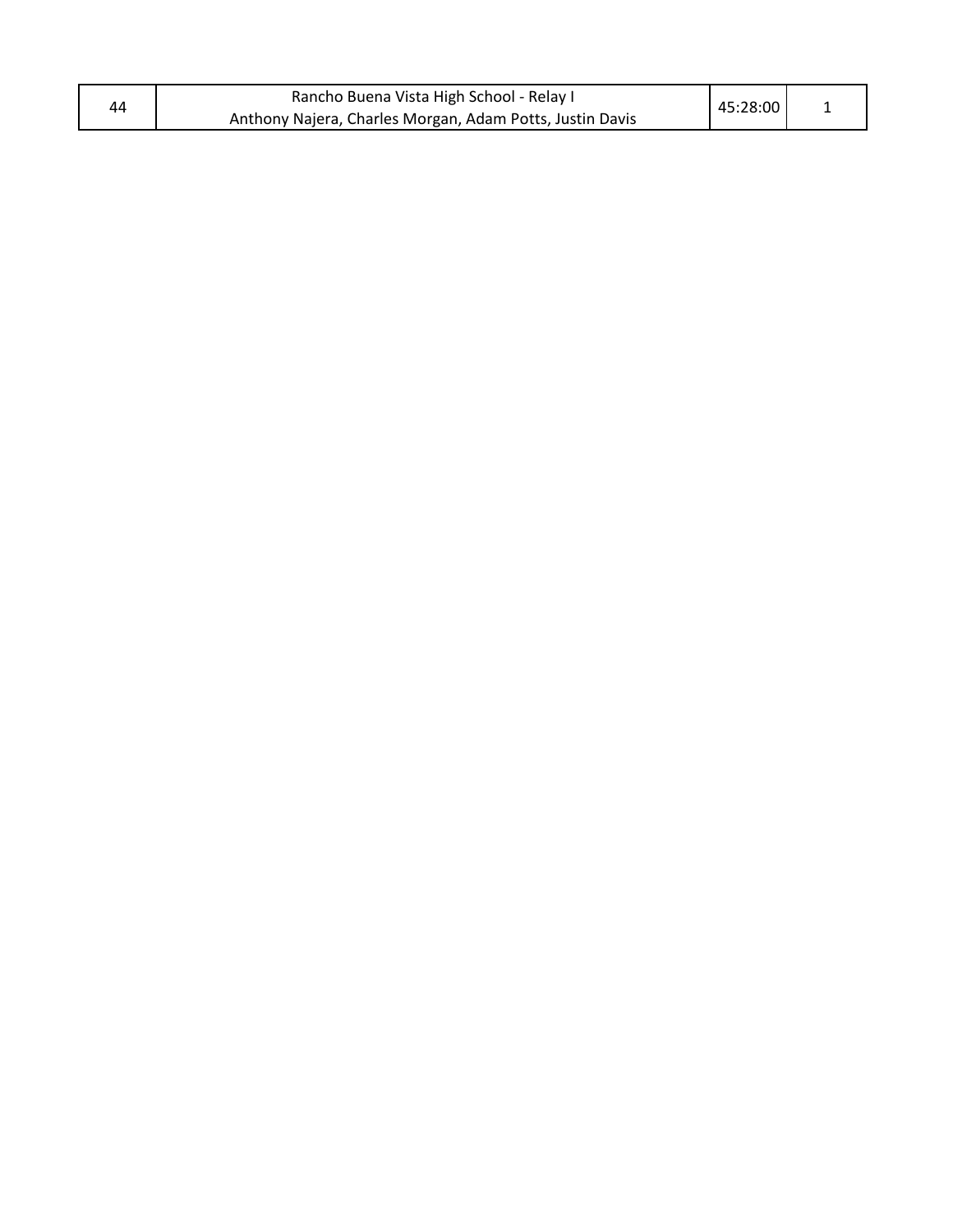| | | | |
|---|---|---|---|
| 44 | Rancho Buena Vista High School - Relay I<br>Anthony Najera, Charles Morgan, Adam Potts, Justin Davis | 45:28:00 | 1 |